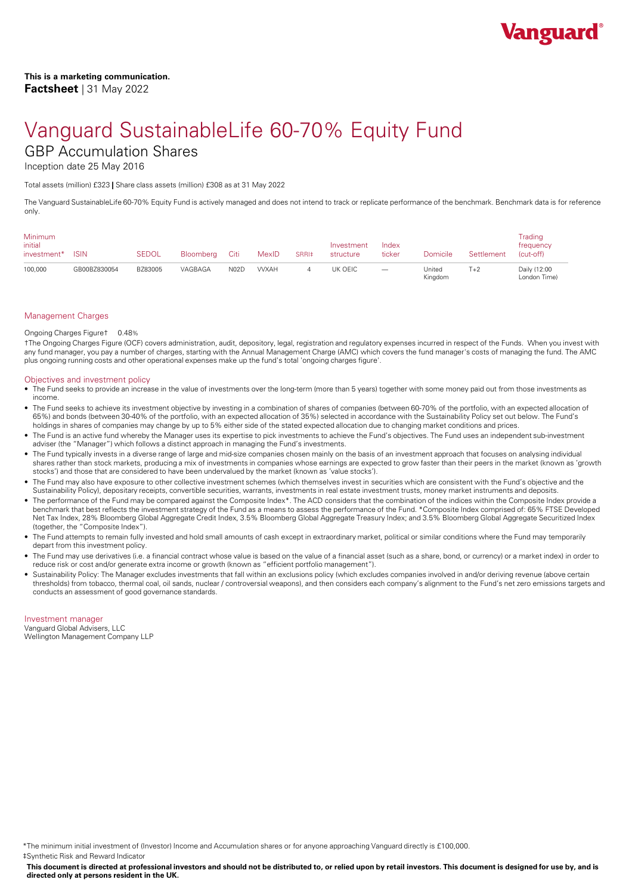**This is a marketing communication.**
**Factsheet** | 31 May 2022

# Vanguard SustainableLife 60-70% Equity Fund

## GBP Accumulation Shares

Inception date 25 May 2016

Total assets (million) £323 | Share class assets (million) £308 as at 31 May 2022

The Vanguard SustainableLife 60-70% Equity Fund is actively managed and does not intend to track or replicate performance of the benchmark. Benchmark data is for reference only.

| Minimum initial investment* | ISIN | SEDOL | Bloomberg | Citi | MexID | SRRI‡ | Investment structure | Index ticker | Domicile | Settlement | Trading frequency (cut-off) |
|---|---|---|---|---|---|---|---|---|---|---|---|
| 100,000 | GB00BZ830054 | BZ83005 | VAGBAGA | N02D | VVXAH | 4 | UK OEIC | — | United Kingdom | T+2 | Daily (12:00 London Time) |

### Management Charges

Ongoing Charges Figure† 0.48%

†The Ongoing Charges Figure (OCF) covers administration, audit, depository, legal, registration and regulatory expenses incurred in respect of the Funds. When you invest with any fund manager, you pay a number of charges, starting with the Annual Management Charge (AMC) which covers the fund manager's costs of managing the fund. The AMC plus ongoing running costs and other operational expenses make up the fund's total 'ongoing charges figure'.

### Objectives and investment policy

- The Fund seeks to provide an increase in the value of investments over the long-term (more than 5 years) together with some money paid out from those investments as income.
- The Fund seeks to achieve its investment objective by investing in a combination of shares of companies (between 60-70% of the portfolio, with an expected allocation of 65%) and bonds (between 30-40% of the portfolio, with an expected allocation of 35%) selected in accordance with the Sustainability Policy set out below. The Fund's holdings in shares of companies may change by up to 5% either side of the stated expected allocation due to changing market conditions and prices.
- The Fund is an active fund whereby the Manager uses its expertise to pick investments to achieve the Fund's objectives. The Fund uses an independent sub-investment adviser (the "Manager") which follows a distinct approach in managing the Fund's investments.
- The Fund typically invests in a diverse range of large and mid-size companies chosen mainly on the basis of an investment approach that focuses on analysing individual shares rather than stock markets, producing a mix of investments in companies whose earnings are expected to grow faster than their peers in the market (known as 'growth stocks') and those that are considered to have been undervalued by the market (known as 'value stocks').
- The Fund may also have exposure to other collective investment schemes (which themselves invest in securities which are consistent with the Fund's objective and the Sustainability Policy), depositary receipts, convertible securities, warrants, investments in real estate investment trusts, money market instruments and deposits.
- The performance of the Fund may be compared against the Composite Index*. The ACD considers that the combination of the indices within the Composite Index provide a benchmark that best reflects the investment strategy of the Fund as a means to assess the performance of the Fund. *Composite Index comprised of: 65% FTSE Developed Net Tax Index, 28% Bloomberg Global Aggregate Credit Index, 3.5% Bloomberg Global Aggregate Treasury Index; and 3.5% Bloomberg Global Aggregate Securitized Index (together, the "Composite Index").
- The Fund attempts to remain fully invested and hold small amounts of cash except in extraordinary market, political or similar conditions where the Fund may temporarily depart from this investment policy.
- The Fund may use derivatives (i.e. a financial contract whose value is based on the value of a financial asset (such as a share, bond, or currency) or a market index) in order to reduce risk or cost and/or generate extra income or growth (known as "efficient portfolio management").
- Sustainability Policy: The Manager excludes investments that fall within an exclusions policy (which excludes companies involved in and/or deriving revenue (above certain thresholds) from tobacco, thermal coal, oil sands, nuclear / controversial weapons), and then considers each company's alignment to the Fund's net zero emissions targets and conducts an assessment of good governance standards.

### Investment manager

Vanguard Global Advisers, LLC
Wellington Management Company LLP

*The minimum initial investment of (Investor) Income and Accumulation shares or for anyone approaching Vanguard directly is £100,000.
‡Synthetic Risk and Reward Indicator

**This document is directed at professional investors and should not be distributed to, or relied upon by retail investors. This document is designed for use by, and is directed only at persons resident in the UK.**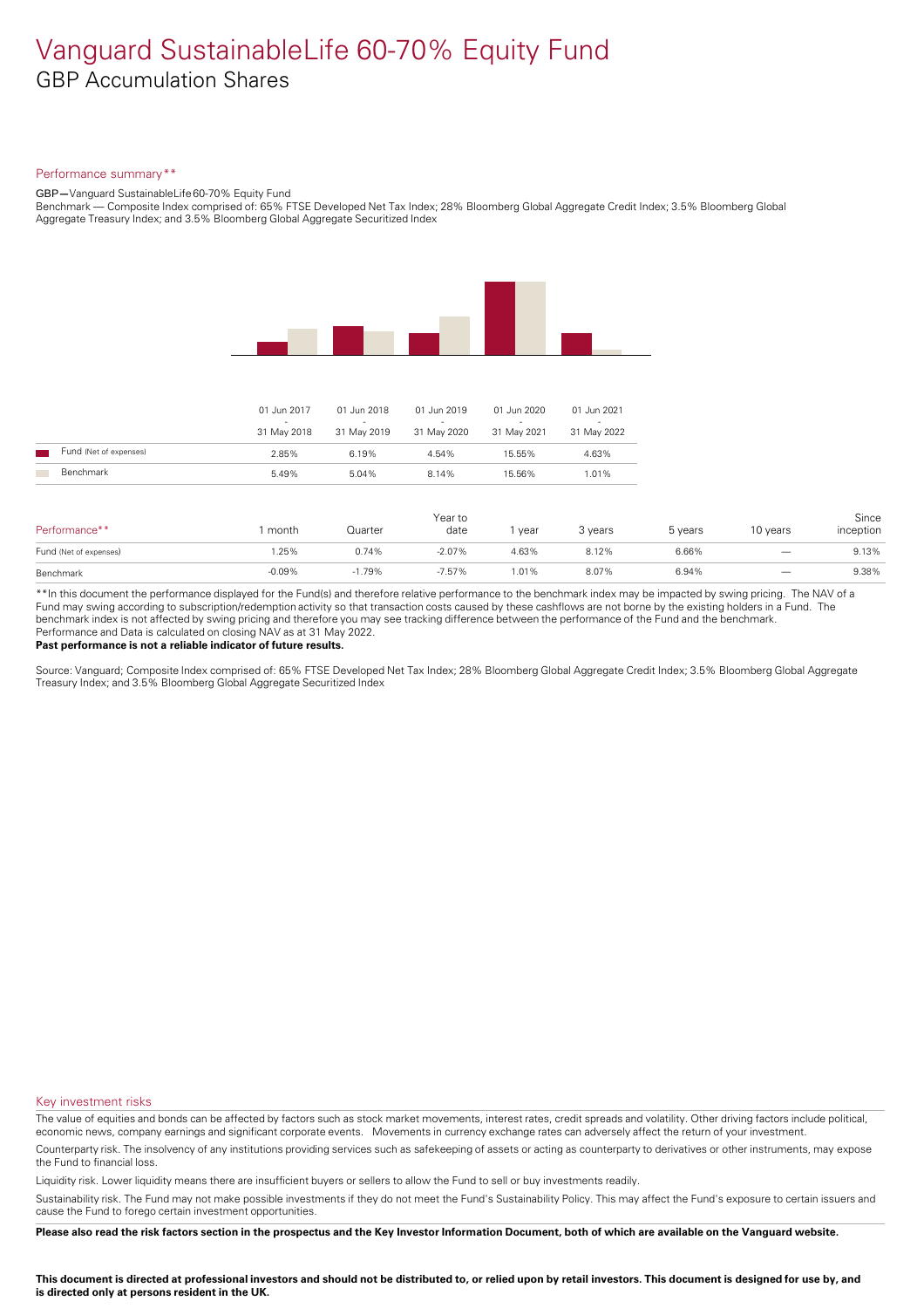# Vanguard SustainableLife 60-70% Equity Fund

## GBP Accumulation Shares

### Performance summary**

GBP—Vanguard SustainableLife 60-70% Equity Fund

Benchmark — Composite Index comprised of: 65% FTSE Developed Net Tax Index; 28% Bloomberg Global Aggregate Credit Index; 3.5% Bloomberg Global Aggregate Treasury Index; and 3.5% Bloomberg Global Aggregate Securitized Index

| | 01 Jun 2017 - 31 May 2018 | 01 Jun 2018 - 31 May 2019 | 01 Jun 2019 - 31 May 2020 | 01 Jun 2020 - 31 May 2021 | 01 Jun 2021 - 31 May 2022 |
|---|---|---|---|---|---|
| Fund (Net of expenses) | 2.85% | 6.19% | 4.54% | 15.55% | 4.63% |
| Benchmark | 5.49% | 5.04% | 8.14% | 15.56% | 1.01% |

| Performance** | 1 month | Quarter | Year to date | 1 year | 3 years | 5 years | 10 years | Since inception |
|---|---|---|---|---|---|---|---|---|
| Fund (Net of expenses) | 1.25% | 0.74% | -2.07% | 4.63% | 8.12% | 6.66% | — | 9.13% |
| Benchmark | -0.09% | -1.79% | -7.57% | 1.01% | 8.07% | 6.94% | — | 9.38% |

**In this document the performance displayed for the Fund(s) and therefore relative performance to the benchmark index may be impacted by swing pricing. The NAV of a Fund may swing according to subscription/redemption activity so that transaction costs caused by these cashflows are not borne by the existing holders in a Fund. The benchmark index is not affected by swing pricing and therefore you may see tracking difference between the performance of the Fund and the benchmark.
Performance and Data is calculated on closing NAV as at 31 May 2022.

**Past performance is not a reliable indicator of future results.**

Source: Vanguard; Composite Index comprised of: 65% FTSE Developed Net Tax Index; 28% Bloomberg Global Aggregate Credit Index; 3.5% Bloomberg Global Aggregate Treasury Index; and 3.5% Bloomberg Global Aggregate Securitized Index

### Key investment risks

The value of equities and bonds can be affected by factors such as stock market movements, interest rates, credit spreads and volatility. Other driving factors include political, economic news, company earnings and significant corporate events. Movements in currency exchange rates can adversely affect the return of your investment.

Counterparty risk. The insolvency of any institutions providing services such as safekeeping of assets or acting as counterparty to derivatives or other instruments, may expose the Fund to financial loss.

Liquidity risk. Lower liquidity means there are insufficient buyers or sellers to allow the Fund to sell or buy investments readily.

Sustainability risk. The Fund may not make possible investments if they do not meet the Fund's Sustainability Policy. This may affect the Fund's exposure to certain issuers and cause the Fund to forego certain investment opportunities.

**Please also read the risk factors section in the prospectus and the Key Investor Information Document, both of which are available on the Vanguard website.**

**This document is directed at professional investors and should not be distributed to, or relied upon by retail investors. This document is designed for use by, and is directed only at persons resident in the UK.**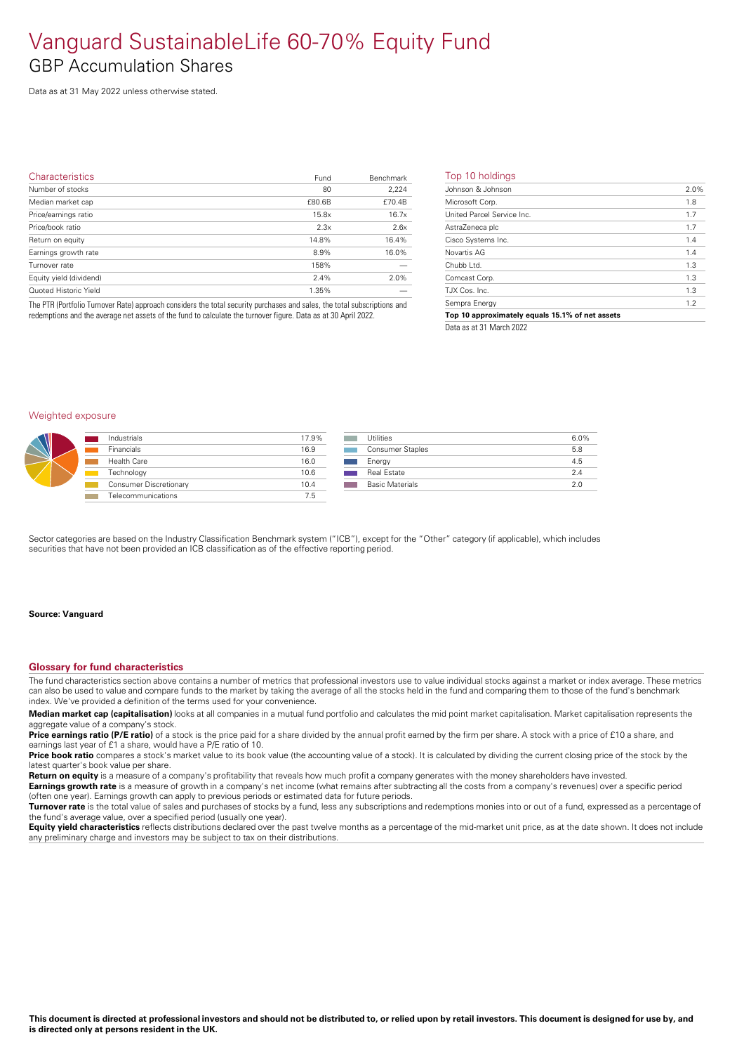# Vanguard SustainableLife 60-70% Equity Fund

## GBP Accumulation Shares

Data as at 31 May 2022 unless otherwise stated.

### Characteristics

| Characteristics | Fund | Benchmark |
|---|---|---|
| Number of stocks | 80 | 2,224 |
| Median market cap | £80.6B | £70.4B |
| Price/earnings ratio | 15.8x | 16.7x |
| Price/book ratio | 2.3x | 2.6x |
| Return on equity | 14.8% | 16.4% |
| Earnings growth rate | 8.9% | 16.0% |
| Turnover rate | 158% | — |
| Equity yield (dividend) | 2.4% | 2.0% |
| Quoted Historic Yield | 1.35% | — |

The PTR (Portfolio Turnover Rate) approach considers the total security purchases and sales, the total subscriptions and redemptions and the average net assets of the fund to calculate the turnover figure. Data as at 30 April 2022.

### Top 10 holdings

| Holding | |
|---|---|
| Johnson & Johnson | 2.0% |
| Microsoft Corp. | 1.8 |
| United Parcel Service Inc. | 1.7 |
| AstraZeneca plc | 1.7 |
| Cisco Systems Inc. | 1.4 |
| Novartis AG | 1.4 |
| Chubb Ltd. | 1.3 |
| Comcast Corp. | 1.3 |
| TJX Cos. Inc. | 1.3 |
| Sempra Energy | 1.2 |
| **Top 10 approximately equals 15.1% of net assets** | |

Data as at 31 March 2022

### Weighted exposure

| Sector | |
|---|---|
| Industrials | 17.9% |
| Financials | 16.9 |
| Health Care | 16.0 |
| Technology | 10.6 |
| Consumer Discretionary | 10.4 |
| Telecommunications | 7.5 |
| Utilities | 6.0% |
| Consumer Staples | 5.8 |
| Energy | 4.5 |
| Real Estate | 2.4 |
| Basic Materials | 2.0 |

Sector categories are based on the Industry Classification Benchmark system ("ICB"), except for the "Other" category (if applicable), which includes securities that have not been provided an ICB classification as of the effective reporting period.

**Source: Vanguard**

### Glossary for fund characteristics

The fund characteristics section above contains a number of metrics that professional investors use to value individual stocks against a market or index average. These metrics can also be used to value and compare funds to the market by taking the average of all the stocks held in the fund and comparing them to those of the fund's benchmark index. We've provided a definition of the terms used for your convenience.

**Median market cap (capitalisation)** looks at all companies in a mutual fund portfolio and calculates the mid point market capitalisation. Market capitalisation represents the aggregate value of a company's stock.

**Price earnings ratio (P/E ratio)** of a stock is the price paid for a share divided by the annual profit earned by the firm per share. A stock with a price of £10 a share, and earnings last year of £1 a share, would have a P/E ratio of 10.

**Price book ratio** compares a stock's market value to its book value (the accounting value of a stock). It is calculated by dividing the current closing price of the stock by the latest quarter's book value per share.

**Return on equity** is a measure of a company's profitability that reveals how much profit a company generates with the money shareholders have invested.

**Earnings growth rate** is a measure of growth in a company's net income (what remains after subtracting all the costs from a company's revenues) over a specific period (often one year). Earnings growth can apply to previous periods or estimated data for future periods.

**Turnover rate** is the total value of sales and purchases of stocks by a fund, less any subscriptions and redemptions monies into or out of a fund, expressed as a percentage of the fund's average value, over a specified period (usually one year).

**Equity yield characteristics** reflects distributions declared over the past twelve months as a percentage of the mid-market unit price, as at the date shown. It does not include any preliminary charge and investors may be subject to tax on their distributions.

**This document is directed at professional investors and should not be distributed to, or relied upon by retail investors. This document is designed for use by, and is directed only at persons resident in the UK.**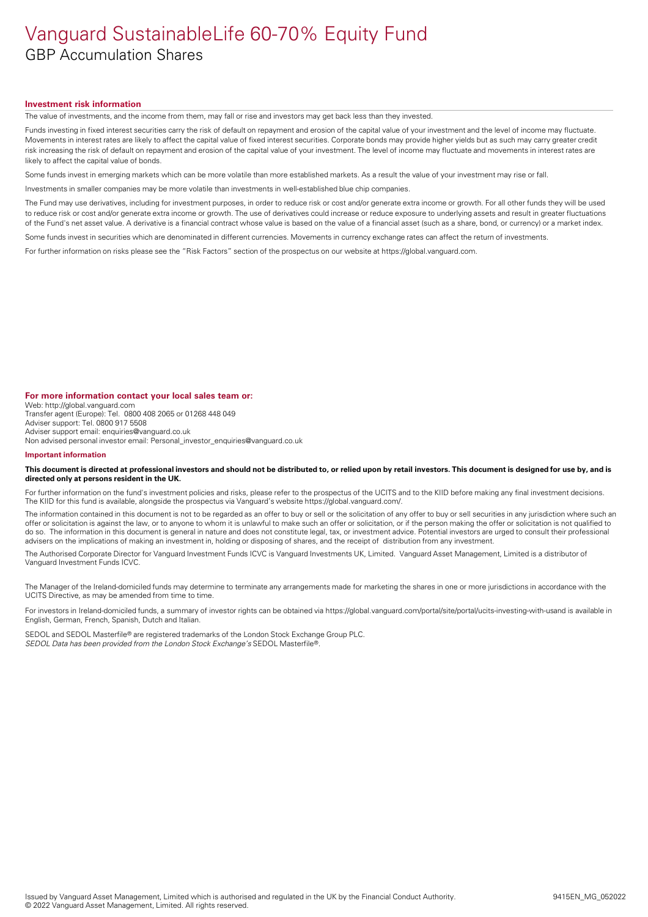# Vanguard SustainableLife 60-70% Equity Fund

## GBP Accumulation Shares

### Investment risk information

The value of investments, and the income from them, may fall or rise and investors may get back less than they invested.

Funds investing in fixed interest securities carry the risk of default on repayment and erosion of the capital value of your investment and the level of income may fluctuate. Movements in interest rates are likely to affect the capital value of fixed interest securities. Corporate bonds may provide higher yields but as such may carry greater credit risk increasing the risk of default on repayment and erosion of the capital value of your investment. The level of income may fluctuate and movements in interest rates are likely to affect the capital value of bonds.

Some funds invest in emerging markets which can be more volatile than more established markets. As a result the value of your investment may rise or fall.

Investments in smaller companies may be more volatile than investments in well-established blue chip companies.

The Fund may use derivatives, including for investment purposes, in order to reduce risk or cost and/or generate extra income or growth. For all other funds they will be used to reduce risk or cost and/or generate extra income or growth. The use of derivatives could increase or reduce exposure to underlying assets and result in greater fluctuations of the Fund's net asset value. A derivative is a financial contract whose value is based on the value of a financial asset (such as a share, bond, or currency) or a market index.

Some funds invest in securities which are denominated in different currencies. Movements in currency exchange rates can affect the return of investments.

For further information on risks please see the "Risk Factors" section of the prospectus on our website at https://global.vanguard.com.

### For more information contact your local sales team or:

Web: http://global.vanguard.com
Transfer agent (Europe): Tel. 0800 408 2065 or 01268 448 049
Adviser support: Tel. 0800 917 5508
Adviser support email: enquiries@vanguard.co.uk
Non advised personal investor email: Personal_investor_enquiries@vanguard.co.uk

### Important information

**This document is directed at professional investors and should not be distributed to, or relied upon by retail investors. This document is designed for use by, and is directed only at persons resident in the UK.**

For further information on the fund's investment policies and risks, please refer to the prospectus of the UCITS and to the KIID before making any final investment decisions. The KIID for this fund is available, alongside the prospectus via Vanguard's website https://global.vanguard.com/.

The information contained in this document is not to be regarded as an offer to buy or sell or the solicitation of any offer to buy or sell securities in any jurisdiction where such an offer or solicitation is against the law, or to anyone to whom it is unlawful to make such an offer or solicitation, or if the person making the offer or solicitation is not qualified to do so. The information in this document is general in nature and does not constitute legal, tax, or investment advice. Potential investors are urged to consult their professional advisers on the implications of making an investment in, holding or disposing of shares, and the receipt of distribution from any investment.

The Authorised Corporate Director for Vanguard Investment Funds ICVC is Vanguard Investments UK, Limited. Vanguard Asset Management, Limited is a distributor of Vanguard Investment Funds ICVC.

The Manager of the Ireland-domiciled funds may determine to terminate any arrangements made for marketing the shares in one or more jurisdictions in accordance with the UCITS Directive, as may be amended from time to time.

For investors in Ireland-domiciled funds, a summary of investor rights can be obtained via https://global.vanguard.com/portal/site/portal/ucits-investing-with-usand is available in English, German, French, Spanish, Dutch and Italian.

SEDOL and SEDOL Masterfile® are registered trademarks of the London Stock Exchange Group PLC.
*SEDOL Data has been provided from the London Stock Exchange's* SEDOL Masterfile®.

Issued by Vanguard Asset Management, Limited which is authorised and regulated in the UK by the Financial Conduct Authority.
© 2022 Vanguard Asset Management, Limited. All rights reserved.

9415EN_MG_052022